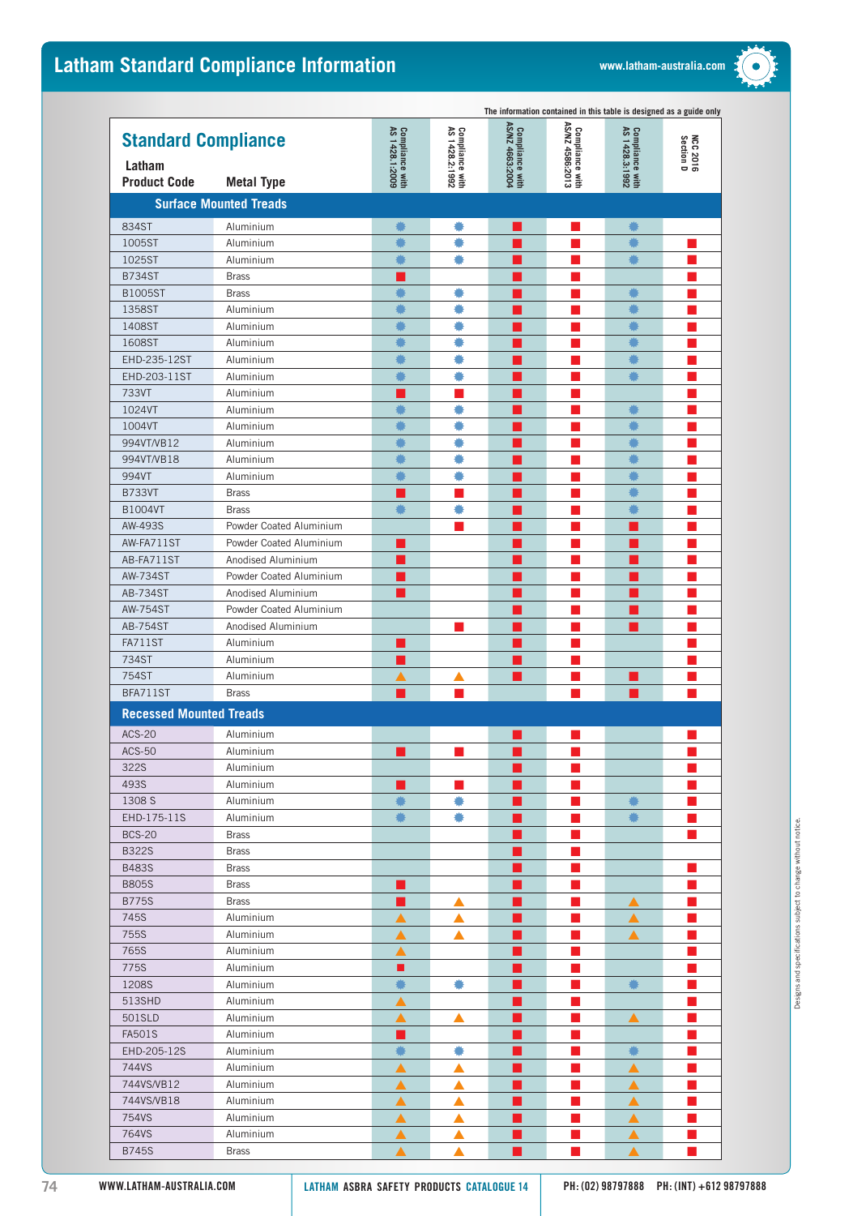# Latham Standard Compliance Information

The information contained in this table is designed as a guide only

## Standard Compliance

| Latham Product Code | Metal Type | Compliance with AS 1428.1:2009 | Compliance with AS 1428.2:1992 | Compliance with AS/NZ 4663:2004 | Compliance with AS/NZ 4586:2013 | Compliance with AS 1428.3:1992 | NCC 2016 Section D |
|---|---|---|---|---|---|---|---|
| **Surface Mounted Treads** | | | | | | | |
| 834ST | Aluminium | ✹ | ✹ | ■ | ■ | ✹ | |
| 1005ST | Aluminium | ✹ | ✹ | ■ | ■ | ✹ | ■ |
| 1025ST | Aluminium | ✹ | ✹ | ■ | ■ | ✹ | ■ |
| B734ST | Brass | ■ | | ■ | ■ | | ■ |
| B1005ST | Brass | ✹ | ✹ | ■ | ■ | ✹ | ■ |
| 1358ST | Aluminium | ✹ | ✹ | ■ | ■ | ✹ | ■ |
| 1408ST | Aluminium | ✹ | ✹ | ■ | ■ | ✹ | ■ |
| 1608ST | Aluminium | ✹ | ✹ | ■ | ■ | ✹ | ■ |
| EHD-235-12ST | Aluminium | ✹ | ✹ | ■ | ■ | ✹ | ■ |
| EHD-203-11ST | Aluminium | ✹ | ✹ | ■ | ■ | ✹ | ■ |
| 733VT | Aluminium | ■ | ■ | ■ | ■ | | ■ |
| 1024VT | Aluminium | ✹ | ✹ | ■ | ■ | ✹ | ■ |
| 1004VT | Aluminium | ✹ | ✹ | ■ | ■ | ✹ | ■ |
| 994VT/VB12 | Aluminium | ✹ | ✹ | ■ | ■ | ✹ | ■ |
| 994VT/VB18 | Aluminium | ✹ | ✹ | ■ | ■ | ✹ | ■ |
| 994VT | Aluminium | ✹ | ✹ | ■ | ■ | ✹ | ■ |
| B733VT | Brass | ■ | ■ | ■ | ■ | ✹ | ■ |
| B1004VT | Brass | ✹ | ✹ | ■ | ■ | ✹ | ■ |
| AW-493S | Powder Coated Aluminium | | ■ | ■ | ■ | ■ | ■ |
| AW-FA711ST | Powder Coated Aluminium | ■ | | ■ | ■ | ■ | ■ |
| AB-FA711ST | Anodised Aluminium | ■ | | ■ | ■ | ■ | ■ |
| AW-734ST | Powder Coated Aluminium | ■ | | ■ | ■ | ■ | ■ |
| AB-734ST | Anodised Aluminium | ■ | | ■ | ■ | ■ | ■ |
| AW-754ST | Powder Coated Aluminium | | | ■ | ■ | ■ | ■ |
| AB-754ST | Anodised Aluminium | | ■ | ■ | ■ | ■ | ■ |
| FA711ST | Aluminium | ■ | | ■ | ■ | | ■ |
| 734ST | Aluminium | ■ | | ■ | ■ | | ■ |
| 754ST | Aluminium | ▲ | ▲ | ■ | ■ | ■ | ■ |
| BFA711ST | Brass | ■ | ■ | | ■ | ■ | ■ |
| **Recessed Mounted Treads** | | | | | | | |
| ACS-20 | Aluminium | | | ■ | ■ | | ■ |
| ACS-50 | Aluminium | ■ | ■ | ■ | ■ | | ■ |
| 322S | Aluminium | | | ■ | ■ | | ■ |
| 493S | Aluminium | ■ | ■ | ■ | ■ | | ■ |
| 1308 S | Aluminium | ✹ | ✹ | ■ | ■ | ✹ | ■ |
| EHD-175-11S | Aluminium | ✹ | ✹ | ■ | ■ | ✹ | ■ |
| BCS-20 | Brass | | | ■ | ■ | | ■ |
| B322S | Brass | | | ■ | ■ | | |
| B483S | Brass | | | ■ | ■ | | ■ |
| B805S | Brass | ■ | | ■ | ■ | | ■ |
| B775S | Brass | ■ | ▲ | ■ | ■ | ▲ | ■ |
| 745S | Aluminium | ▲ | ▲ | ■ | ■ | ▲ | ■ |
| 755S | Aluminium | ▲ | ▲ | ■ | ■ | ▲ | ■ |
| 765S | Aluminium | ▲ | | ■ | ■ | | ■ |
| 775S | Aluminium | ■ | | ■ | ■ | | ■ |
| 1208S | Aluminium | ✹ | ✹ | ■ | ■ | ✹ | ■ |
| 513SHD | Aluminium | ▲ | | ■ | ■ | | ■ |
| 501SLD | Aluminium | ▲ | ▲ | ■ | ■ | ▲ | ■ |
| FA501S | Aluminium | ■ | | ■ | ■ | | ■ |
| EHD-205-12S | Aluminium | ✹ | ✹ | ■ | ■ | ✹ | ■ |
| 744VS | Aluminium | ▲ | ▲ | ■ | ■ | ▲ | ■ |
| 744VS/VB12 | Aluminium | ▲ | ▲ | ■ | ■ | ▲ | ■ |
| 744VS/VB18 | Aluminium | ▲ | ▲ | ■ | ■ | ▲ | ■ |
| 754VS | Aluminium | ▲ | ▲ | ■ | ■ | ▲ | ■ |
| 764VS | Aluminium | ▲ | ▲ | ■ | ■ | ▲ | ■ |
| B745S | Brass | ▲ | ▲ | ■ | ■ | ▲ | ■ |

Designs and specifications subject to change without notice.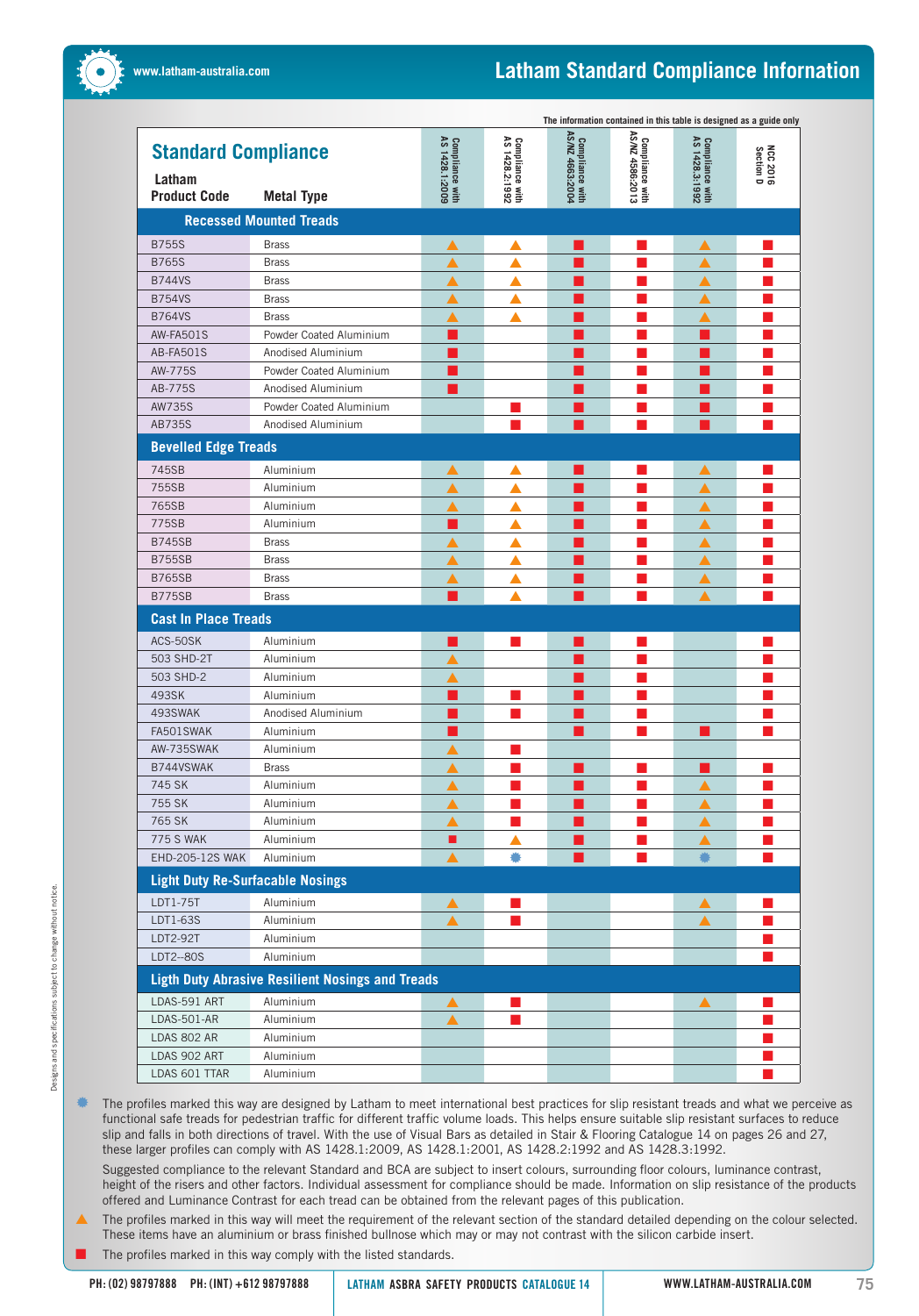# Latham Standard Compliance Information

The information contained in this table is designed as a guide only

## Standard Compliance

| Latham Product Code | Metal Type | Compliance with AS 1428.1:2009 | Compliance with AS 1428.2:1992 | Compliance with AS/NZ 4663:2004 | Compliance with AS/NZ 4586:2013 | Compliance with AS 1428.3:1992 | NCC 2016 Section D |
|---|---|---|---|---|---|---|---|
| **Recessed Mounted Treads** | | | | | | | |
| B755S | Brass | ▲ | ▲ | ■ | ■ | ▲ | ■ |
| B765S | Brass | ▲ | ▲ | ■ | ■ | ▲ | ■ |
| B744VS | Brass | ▲ | ▲ | ■ | ■ | ▲ | ■ |
| B754VS | Brass | ▲ | ▲ | ■ | ■ | ▲ | ■ |
| B764VS | Brass | ▲ | ▲ | ■ | ■ | ▲ | ■ |
| AW-FA501S | Powder Coated Aluminium | ■ | | ■ | ■ | ■ | ■ |
| AB-FA501S | Anodised Aluminium | ■ | | ■ | ■ | ■ | ■ |
| AW-775S | Powder Coated Aluminium | ■ | | ■ | ■ | ■ | ■ |
| AB-775S | Anodised Aluminium | ■ | | ■ | ■ | ■ | ■ |
| AW735S | Powder Coated Aluminium | | ■ | ■ | ■ | ■ | ■ |
| AB735S | Anodised Aluminium | | ■ | ■ | ■ | ■ | ■ |
| **Bevelled Edge Treads** | | | | | | | |
| 745SB | Aluminium | ▲ | ▲ | ■ | ■ | ▲ | ■ |
| 755SB | Aluminium | ▲ | ▲ | ■ | ■ | ▲ | ■ |
| 765SB | Aluminium | ▲ | ▲ | ■ | ■ | ▲ | ■ |
| 775SB | Aluminium | ■ | ▲ | ■ | ■ | ▲ | ■ |
| B745SB | Brass | ▲ | ▲ | ■ | ■ | ▲ | ■ |
| B755SB | Brass | ▲ | ▲ | ■ | ■ | ▲ | ■ |
| B765SB | Brass | ▲ | ▲ | ■ | ■ | ▲ | ■ |
| B775SB | Brass | ■ | ▲ | ■ | ■ | ▲ | ■ |
| **Cast In Place Treads** | | | | | | | |
| ACS-50SK | Aluminium | ■ | ■ | ■ | ■ | | ■ |
| 503 SHD-2T | Aluminium | ▲ | | ■ | ■ | | ■ |
| 503 SHD-2 | Aluminium | ▲ | | ■ | ■ | | ■ |
| 493SK | Aluminium | ■ | ■ | ■ | ■ | | ■ |
| 493SWAK | Anodised Aluminium | ■ | ■ | ■ | ■ | | ■ |
| FA501SWAK | Aluminium | ■ | | ■ | ■ | ■ | ■ |
| AW-735SWAK | Aluminium | ▲ | ■ | | | | |
| B744VSWAK | Brass | ▲ | ■ | ■ | ■ | ■ | ■ |
| 745 SK | Aluminium | ▲ | ■ | ■ | ■ | ▲ | ■ |
| 755 SK | Aluminium | ▲ | ■ | ■ | ■ | ▲ | ■ |
| 765 SK | Aluminium | ▲ | ■ | ■ | ■ | ▲ | ■ |
| 775 S WAK | Aluminium | ■ | ▲ | ■ | ■ | ▲ | ■ |
| EHD-205-12S WAK | Aluminium | ▲ | ✹ | ■ | ■ | ✹ | ■ |
| **Light Duty Re-Surfacable Nosings** | | | | | | | |
| LDT1-75T | Aluminium | ▲ | ■ | | | ▲ | ■ |
| LDT1-63S | Aluminium | ▲ | ■ | | | ▲ | ■ |
| LDT2-92T | Aluminium | | | | | | ■ |
| LDT2--80S | Aluminium | | | | | | ■ |
| **Ligth Duty Abrasive Resilient Nosings and Treads** | | | | | | | |
| LDAS-591 ART | Aluminium | ▲ | ■ | | | ▲ | ■ |
| LDAS-501-AR | Aluminium | ▲ | ■ | | | | ■ |
| LDAS 802 AR | Aluminium | | | | | | ■ |
| LDAS 902 ART | Aluminium | | | | | | ■ |
| LDAS 601 TTAR | Aluminium | | | | | | ■ |

✹ The profiles marked this way are designed by Latham to meet international best practices for slip resistant treads and what we perceive as functional safe treads for pedestrian traffic for different traffic volume loads. This helps ensure suitable slip resistant surfaces to reduce slip and falls in both directions of travel. With the use of Visual Bars as detailed in Stair & Flooring Catalogue 14 on pages 26 and 27, these larger profiles can comply with AS 1428.1:2009, AS 1428.1:2001, AS 1428.2:1992 and AS 1428.3:1992.

Suggested compliance to the relevant Standard and BCA are subject to insert colours, surrounding floor colours, luminance contrast, height of the risers and other factors. Individual assessment for compliance should be made. Information on slip resistance of the products offered and Luminance Contrast for each tread can be obtained from the relevant pages of this publication.

▲ The profiles marked in this way will meet the requirement of the relevant section of the standard detailed depending on the colour selected. These items have an aluminium or brass finished bullnose which may or may not contrast with the silicon carbide insert.

■ The profiles marked in this way comply with the listed standards.

Designs and specifications subject to change without notice.